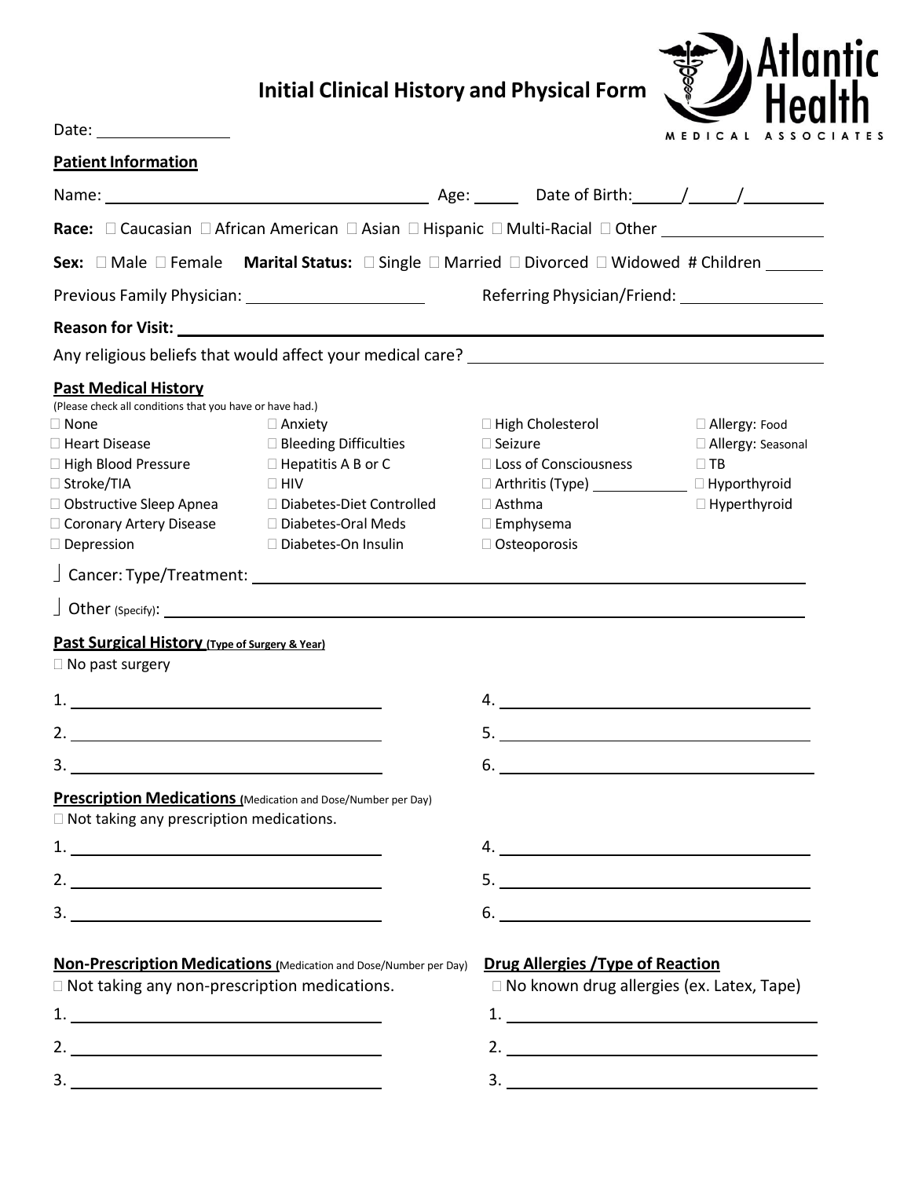# Initial Clinical History and Physical Form

Atlantic Health MEDICAL ASSOCIATES

Date: ______________

## Patient Information

Name: ________________________________ Age: _____ Date of Birth: _____/_____/________

**Race:** ☐ Caucasian ☐ African American ☐ Asian ☐ Hispanic ☐ Multi-Racial ☐ Other ________________

**Sex:** ☐ Male ☐ Female **Marital Status:** ☐ Single ☐ Married ☐ Divorced ☐ Widowed # Children ______

Previous Family Physician: ____________________ Referring Physician/Friend: ________________

**Reason for Visit:** ________________________________________________________________

Any religious beliefs that would affect your medical care? ________________________________

## Past Medical History

(Please check all conditions that you have or have had.)

☐ None
☐ Heart Disease
☐ High Blood Pressure
☐ Stroke/TIA
☐ Obstructive Sleep Apnea
☐ Coronary Artery Disease
☐ Depression
☐ Anxiety
☐ Bleeding Difficulties
☐ Hepatitis A B or C
☐ HIV
☐ Diabetes-Diet Controlled
☐ Diabetes-Oral Meds
☐ Diabetes-On Insulin
☐ High Cholesterol
☐ Seizure
☐ Loss of Consciousness
☐ Arthritis (Type) ____________
☐ Asthma
☐ Emphysema
☐ Osteoporosis
☐ Allergy: Food
☐ Allergy: Seasonal
☐ TB
☐ Hyporthyroid
☐ Hyperthyroid

☐ Cancer: Type/Treatment: ________________________________________________________

☐ Other (Specify): ________________________________________________________________

## Past Surgical History (Type of Surgery & Year)

☐ No past surgery

1. ______________________________
2. ______________________________
3. ______________________________
4. ______________________________
5. ______________________________
6. ______________________________

## Prescription Medications (Medication and Dose/Number per Day)

☐ Not taking any prescription medications.

1. ______________________________
2. ______________________________
3. ______________________________
4. ______________________________
5. ______________________________
6. ______________________________

## Non-Prescription Medications (Medication and Dose/Number per Day)

☐ Not taking any non-prescription medications.

1. ______________________________
2. ______________________________
3. ______________________________

## Drug Allergies /Type of Reaction

☐ No known drug allergies (ex. Latex, Tape)

1. ______________________________
2. ______________________________
3. ______________________________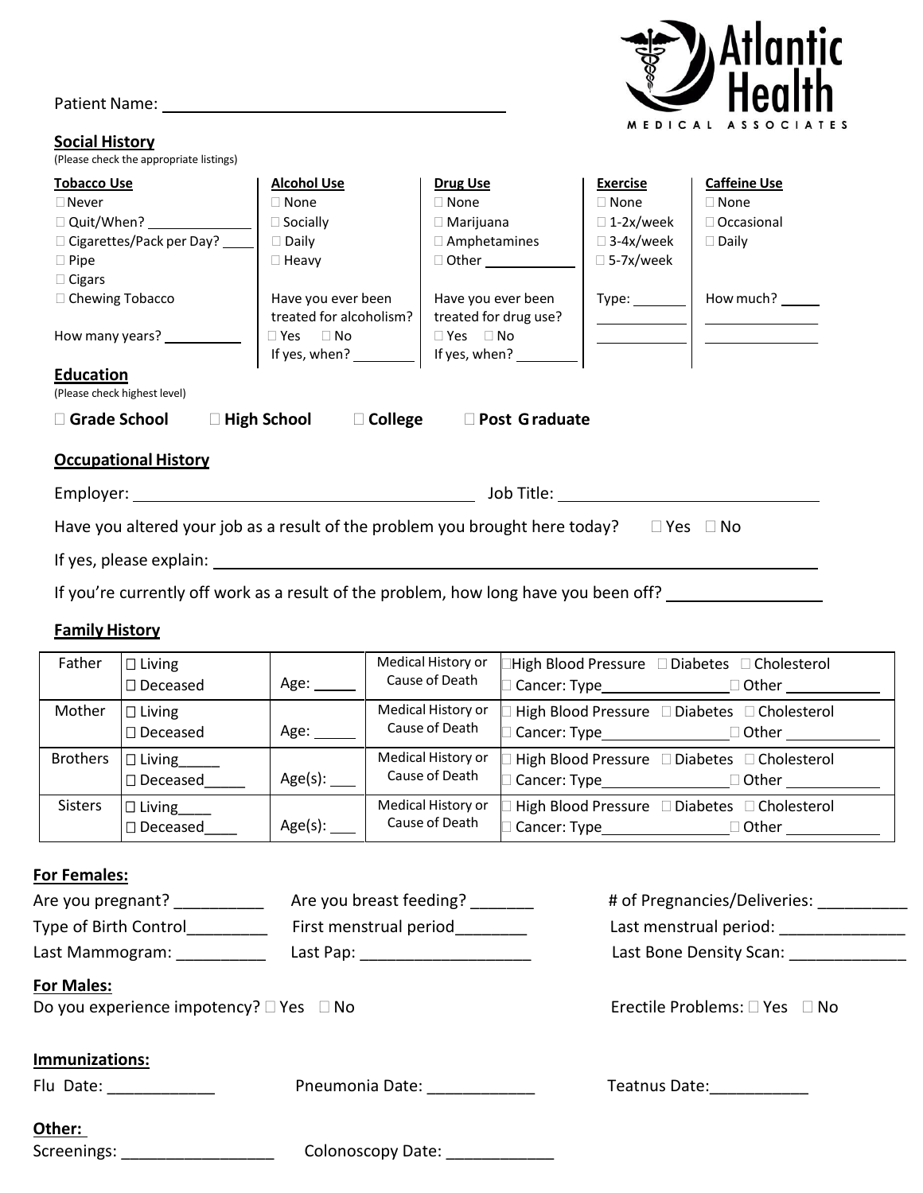Atlantic Health
MEDICAL ASSOCIATES

Patient Name: ____________________________________

## Social History
(Please check the appropriate listings)

**Tobacco Use**
- ☐ Never
- ☐ Quit/When? ____________
- ☐ Cigarettes/Pack per Day? ____
- ☐ Pipe
- ☐ Cigars
- ☐ Chewing Tobacco

How many years? __________

**Alcohol Use**
- ☐ None
- ☐ Socially
- ☐ Daily
- ☐ Heavy

Have you ever been treated for alcoholism?
☐ Yes ☐ No
If yes, when? ________

**Drug Use**
- ☐ None
- ☐ Marijuana
- ☐ Amphetamines
- ☐ Other ____________

Have you ever been treated for drug use?
☐ Yes ☐ No
If yes, when? ________

**Exercise**
- ☐ None
- ☐ 1-2x/week
- ☐ 3-4x/week
- ☐ 5-7x/week

Type: _______
____________
____________

**Caffeine Use**
- ☐ None
- ☐ Occasional
- ☐ Daily

How much? _____
______________
______________

## Education
(Please check highest level)

☐ **Grade School** ☐ **High School** ☐ **College** ☐ **Post Graduate**

## Occupational History

Employer: ______________________________ Job Title: ________________________

Have you altered your job as a result of the problem you brought here today? ☐ Yes ☐ No

If yes, please explain: ____________________________________________________________

If you're currently off work as a result of the problem, how long have you been off? ________________

## Family History

| | | | | |
|---|---|---|---|---|
| Father | ☐ Living<br>☐ Deceased | Age: _____ | Medical History or Cause of Death | ☐ High Blood Pressure ☐ Diabetes ☐ Cholesterol<br>☐ Cancer: Type______________ ☐ Other __________ |
| Mother | ☐ Living<br>☐ Deceased | Age: _____ | Medical History or Cause of Death | ☐ High Blood Pressure ☐ Diabetes ☐ Cholesterol<br>☐ Cancer: Type______________ ☐ Other __________ |
| Brothers | ☐ Living_____<br>☐ Deceased_____ | Age(s): ___ | Medical History or Cause of Death | ☐ High Blood Pressure ☐ Diabetes ☐ Cholesterol<br>☐ Cancer: Type______________ ☐ Other __________ |
| Sisters | ☐ Living____<br>☐ Deceased____ | Age(s): ___ | Medical History or Cause of Death | ☐ High Blood Pressure ☐ Diabetes ☐ Cholesterol<br>☐ Cancer: Type______________ ☐ Other __________ |

## For Females:

Are you pregnant? __________ Are you breast feeding? _______ # of Pregnancies/Deliveries: __________

Type of Birth Control_________ First menstrual period________ Last menstrual period: ______________

Last Mammogram: __________ Last Pap: ___________________ Last Bone Density Scan: _____________

## For Males:

Do you experience impotency? ☐ Yes ☐ No Erectile Problems: ☐ Yes ☐ No

## Immunizations:

Flu Date: ____________ Pneumonia Date: ____________ Teatnus Date:___________

## Other:

Screenings: _________________ Colonoscopy Date: ____________